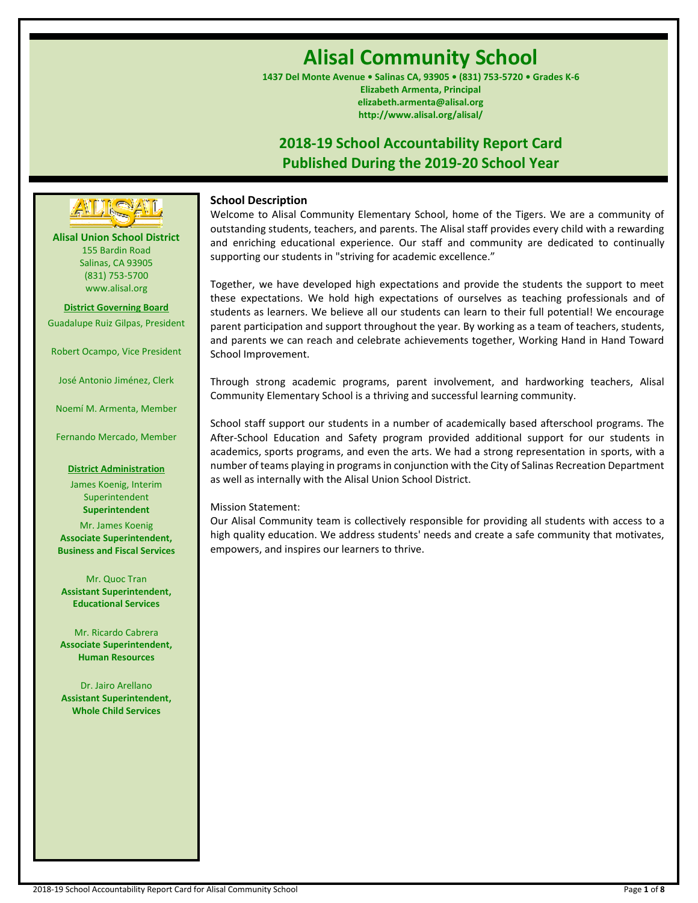# Alisal Community School

**1437 Del Monte Avenue • Salinas CA, 93905 • (831) 753-5720 • Grades K-6**
**Elizabeth Armenta, Principal**
**elizabeth.armenta@alisal.org**
**http://www.alisal.org/alisal/**

## 2018-19 School Accountability Report Card
## Published During the 2019-20 School Year

**Alisal Union School District**
155 Bardin Road
Salinas, CA 93905
(831) 753-5700
www.alisal.org

**District Governing Board**

Guadalupe Ruiz Gilpas, President

Robert Ocampo, Vice President

José Antonio Jiménez, Clerk

Noemí M. Armenta, Member

Fernando Mercado, Member

**District Administration**

James Koenig, Interim Superintendent
**Superintendent**

Mr. James Koenig
**Associate Superintendent, Business and Fiscal Services**

Mr. Quoc Tran
**Assistant Superintendent, Educational Services**

Mr. Ricardo Cabrera
**Associate Superintendent, Human Resources**

Dr. Jairo Arellano
**Assistant Superintendent, Whole Child Services**

### School Description

Welcome to Alisal Community Elementary School, home of the Tigers. We are a community of outstanding students, teachers, and parents. The Alisal staff provides every child with a rewarding and enriching educational experience. Our staff and community are dedicated to continually supporting our students in "striving for academic excellence."

Together, we have developed high expectations and provide the students the support to meet these expectations. We hold high expectations of ourselves as teaching professionals and of students as learners. We believe all our students can learn to their full potential! We encourage parent participation and support throughout the year. By working as a team of teachers, students, and parents we can reach and celebrate achievements together, Working Hand in Hand Toward School Improvement.

Through strong academic programs, parent involvement, and hardworking teachers, Alisal Community Elementary School is a thriving and successful learning community.

School staff support our students in a number of academically based afterschool programs. The After-School Education and Safety program provided additional support for our students in academics, sports programs, and even the arts. We had a strong representation in sports, with a number of teams playing in programs in conjunction with the City of Salinas Recreation Department as well as internally with the Alisal Union School District.

Mission Statement:
Our Alisal Community team is collectively responsible for providing all students with access to a high quality education. We address students' needs and create a safe community that motivates, empowers, and inspires our learners to thrive.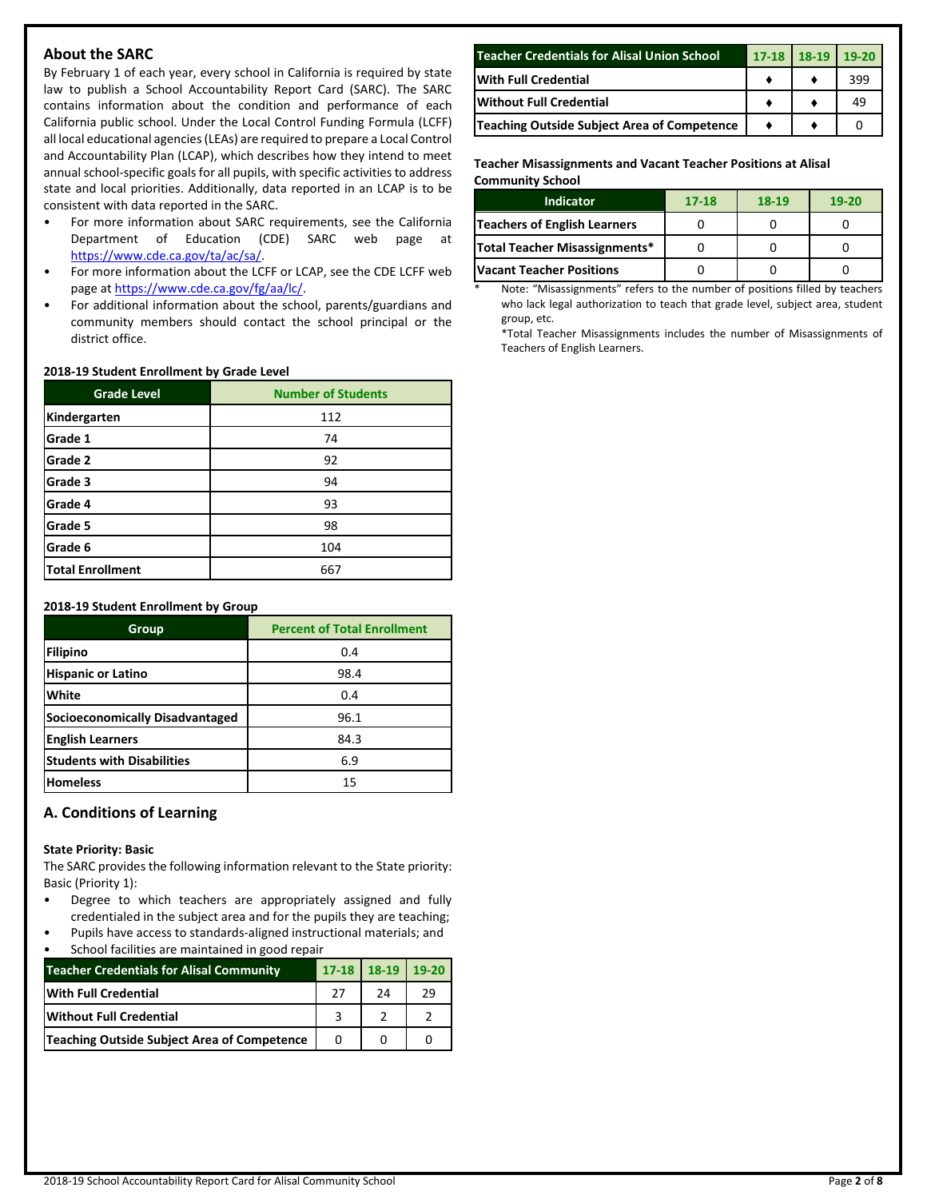## About the SARC

By February 1 of each year, every school in California is required by state law to publish a School Accountability Report Card (SARC). The SARC contains information about the condition and performance of each California public school. Under the Local Control Funding Formula (LCFF) all local educational agencies (LEAs) are required to prepare a Local Control and Accountability Plan (LCAP), which describes how they intend to meet annual school-specific goals for all pupils, with specific activities to address state and local priorities. Additionally, data reported in an LCAP is to be consistent with data reported in the SARC.

- For more information about SARC requirements, see the California Department of Education (CDE) SARC web page at https://www.cde.ca.gov/ta/ac/sa/.
- For more information about the LCFF or LCAP, see the CDE LCFF web page at https://www.cde.ca.gov/fg/aa/lc/.
- For additional information about the school, parents/guardians and community members should contact the school principal or the district office.

**2018-19 Student Enrollment by Grade Level**

| Grade Level | Number of Students |
|---|---|
| Kindergarten | 112 |
| Grade 1 | 74 |
| Grade 2 | 92 |
| Grade 3 | 94 |
| Grade 4 | 93 |
| Grade 5 | 98 |
| Grade 6 | 104 |
| Total Enrollment | 667 |

**2018-19 Student Enrollment by Group**

| Group | Percent of Total Enrollment |
|---|---|
| Filipino | 0.4 |
| Hispanic or Latino | 98.4 |
| White | 0.4 |
| Socioeconomically Disadvantaged | 96.1 |
| English Learners | 84.3 |
| Students with Disabilities | 6.9 |
| Homeless | 15 |

## A. Conditions of Learning

**State Priority: Basic**

The SARC provides the following information relevant to the State priority: Basic (Priority 1):

- Degree to which teachers are appropriately assigned and fully credentialed in the subject area and for the pupils they are teaching;
- Pupils have access to standards-aligned instructional materials; and
- School facilities are maintained in good repair

| Teacher Credentials for Alisal Community | 17-18 | 18-19 | 19-20 |
|---|---|---|---|
| With Full Credential | 27 | 24 | 29 |
| Without Full Credential | 3 | 2 | 2 |
| Teaching Outside Subject Area of Competence | 0 | 0 | 0 |

| Teacher Credentials for Alisal Union School | 17-18 | 18-19 | 19-20 |
|---|---|---|---|
| With Full Credential | ♦ | ♦ | 399 |
| Without Full Credential | ♦ | ♦ | 49 |
| Teaching Outside Subject Area of Competence | ♦ | ♦ | 0 |

**Teacher Misassignments and Vacant Teacher Positions at Alisal Community School**

| Indicator | 17-18 | 18-19 | 19-20 |
|---|---|---|---|
| Teachers of English Learners | 0 | 0 | 0 |
| Total Teacher Misassignments* | 0 | 0 | 0 |
| Vacant Teacher Positions | 0 | 0 | 0 |

\* Note: "Misassignments" refers to the number of positions filled by teachers who lack legal authorization to teach that grade level, subject area, student group, etc.

*Total Teacher Misassignments includes the number of Misassignments of Teachers of English Learners.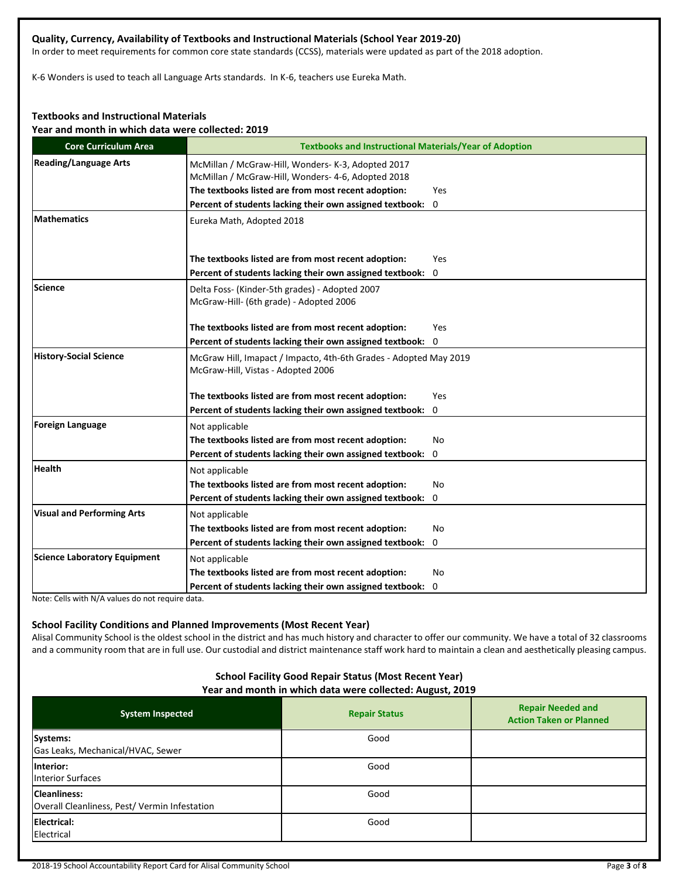**Quality, Currency, Availability of Textbooks and Instructional Materials (School Year 2019-20)**

In order to meet requirements for common core state standards (CCSS), materials were updated as part of the 2018 adoption.

K-6 Wonders is used to teach all Language Arts standards. In K-6, teachers use Eureka Math.

**Textbooks and Instructional Materials**

**Year and month in which data were collected: 2019**

| Core Curriculum Area | Textbooks and Instructional Materials/Year of Adoption |
|---|---|
| **Reading/Language Arts** | McMillan / McGraw-Hill, Wonders- K-3, Adopted 2017<br>McMillan / McGraw-Hill, Wonders- 4-6, Adopted 2018<br>**The textbooks listed are from most recent adoption:** Yes<br>**Percent of students lacking their own assigned textbook:** 0 |
| **Mathematics** | Eureka Math, Adopted 2018<br>**The textbooks listed are from most recent adoption:** Yes<br>**Percent of students lacking their own assigned textbook:** 0 |
| **Science** | Delta Foss- (Kinder-5th grades) - Adopted 2007<br>McGraw-Hill- (6th grade) - Adopted 2006<br>**The textbooks listed are from most recent adoption:** Yes<br>**Percent of students lacking their own assigned textbook:** 0 |
| **History-Social Science** | McGraw Hill, Imapact / Impacto, 4th-6th Grades - Adopted May 2019<br>McGraw-Hill, Vistas - Adopted 2006<br>**The textbooks listed are from most recent adoption:** Yes<br>**Percent of students lacking their own assigned textbook:** 0 |
| **Foreign Language** | Not applicable<br>**The textbooks listed are from most recent adoption:** No<br>**Percent of students lacking their own assigned textbook:** 0 |
| **Health** | Not applicable<br>**The textbooks listed are from most recent adoption:** No<br>**Percent of students lacking their own assigned textbook:** 0 |
| **Visual and Performing Arts** | Not applicable<br>**The textbooks listed are from most recent adoption:** No<br>**Percent of students lacking their own assigned textbook:** 0 |
| **Science Laboratory Equipment** | Not applicable<br>**The textbooks listed are from most recent adoption:** No<br>**Percent of students lacking their own assigned textbook:** 0 |

Note: Cells with N/A values do not require data.

**School Facility Conditions and Planned Improvements (Most Recent Year)**

Alisal Community School is the oldest school in the district and has much history and character to offer our community. We have a total of 32 classrooms and a community room that are in full use. Our custodial and district maintenance staff work hard to maintain a clean and aesthetically pleasing campus.

**School Facility Good Repair Status (Most Recent Year)**

**Year and month in which data were collected: August, 2019**

| System Inspected | Repair Status | Repair Needed and Action Taken or Planned |
|---|---|---|
| **Systems:**<br>Gas Leaks, Mechanical/HVAC, Sewer | Good | |
| **Interior:**<br>Interior Surfaces | Good | |
| **Cleanliness:**<br>Overall Cleanliness, Pest/ Vermin Infestation | Good | |
| **Electrical:**<br>Electrical | Good | |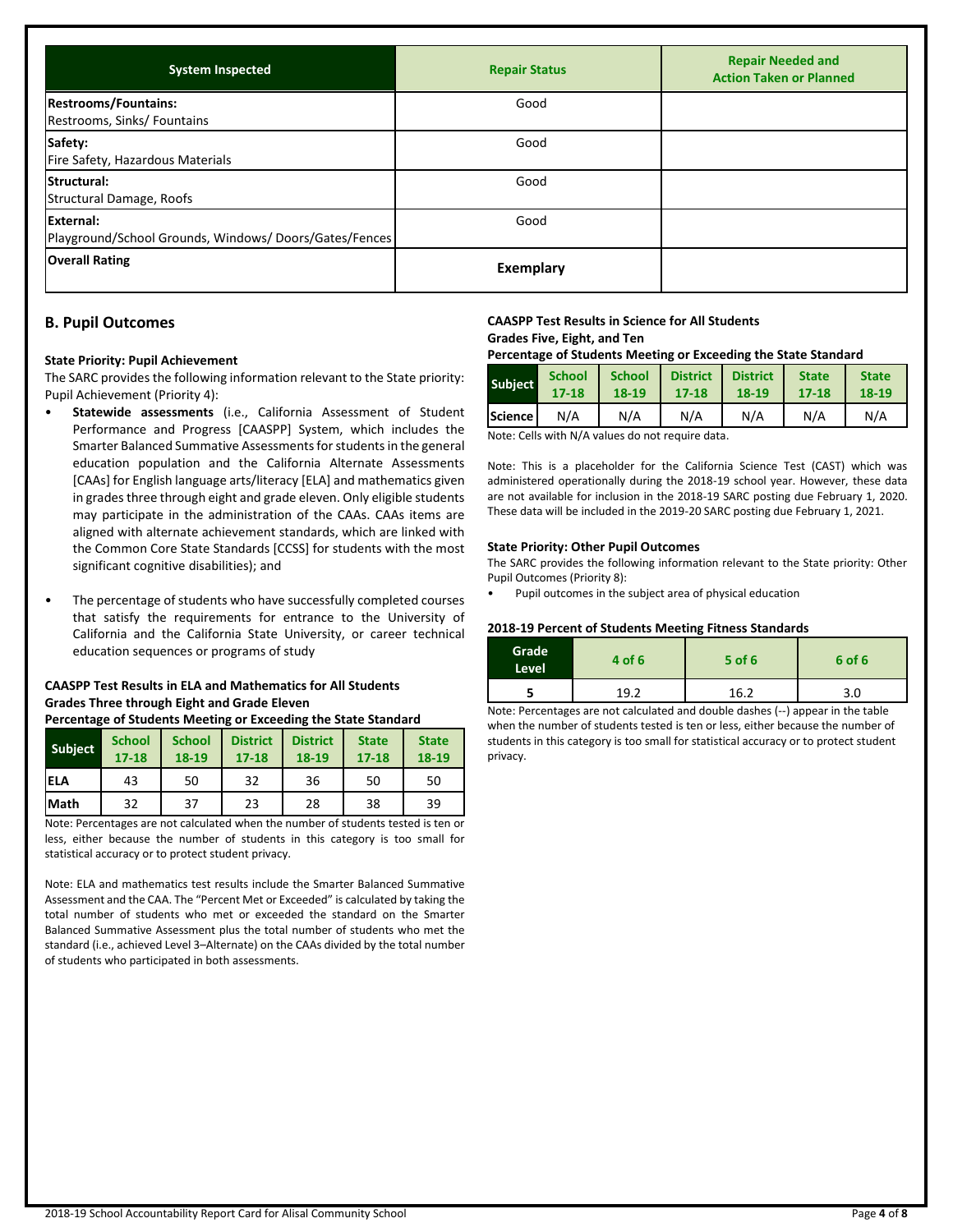| System Inspected | Repair Status | Repair Needed and Action Taken or Planned |
|---|---|---|
| **Restrooms/Fountains:** Restrooms, Sinks/ Fountains | Good | |
| **Safety:** Fire Safety, Hazardous Materials | Good | |
| **Structural:** Structural Damage, Roofs | Good | |
| **External:** Playground/School Grounds, Windows/ Doors/Gates/Fences | Good | |
| **Overall Rating** | **Exemplary** | |

## B. Pupil Outcomes

**State Priority: Pupil Achievement**

The SARC provides the following information relevant to the State priority: Pupil Achievement (Priority 4):

- **Statewide assessments** (i.e., California Assessment of Student Performance and Progress [CAASPP] System, which includes the Smarter Balanced Summative Assessments for students in the general education population and the California Alternate Assessments [CAAs] for English language arts/literacy [ELA] and mathematics given in grades three through eight and grade eleven. Only eligible students may participate in the administration of the CAAs. CAAs items are aligned with alternate achievement standards, which are linked with the Common Core State Standards [CCSS] for students with the most significant cognitive disabilities); and
- The percentage of students who have successfully completed courses that satisfy the requirements for entrance to the University of California and the California State University, or career technical education sequences or programs of study

**CAASPP Test Results in ELA and Mathematics for All Students Grades Three through Eight and Grade Eleven Percentage of Students Meeting or Exceeding the State Standard**

| Subject | School 17-18 | School 18-19 | District 17-18 | District 18-19 | State 17-18 | State 18-19 |
|---|---|---|---|---|---|---|
| ELA | 43 | 50 | 32 | 36 | 50 | 50 |
| Math | 32 | 37 | 23 | 28 | 38 | 39 |

Note: Percentages are not calculated when the number of students tested is ten or less, either because the number of students in this category is too small for statistical accuracy or to protect student privacy.

Note: ELA and mathematics test results include the Smarter Balanced Summative Assessment and the CAA. The "Percent Met or Exceeded" is calculated by taking the total number of students who met or exceeded the standard on the Smarter Balanced Summative Assessment plus the total number of students who met the standard (i.e., achieved Level 3–Alternate) on the CAAs divided by the total number of students who participated in both assessments.

**CAASPP Test Results in Science for All Students Grades Five, Eight, and Ten Percentage of Students Meeting or Exceeding the State Standard**

| Subject | School 17-18 | School 18-19 | District 17-18 | District 18-19 | State 17-18 | State 18-19 |
|---|---|---|---|---|---|---|
| Science | N/A | N/A | N/A | N/A | N/A | N/A |

Note: Cells with N/A values do not require data.

Note: This is a placeholder for the California Science Test (CAST) which was administered operationally during the 2018-19 school year. However, these data are not available for inclusion in the 2018-19 SARC posting due February 1, 2020. These data will be included in the 2019-20 SARC posting due February 1, 2021.

**State Priority: Other Pupil Outcomes**

The SARC provides the following information relevant to the State priority: Other Pupil Outcomes (Priority 8):

- Pupil outcomes in the subject area of physical education

**2018-19 Percent of Students Meeting Fitness Standards**

| Grade Level | 4 of 6 | 5 of 6 | 6 of 6 |
|---|---|---|---|
| 5 | 19.2 | 16.2 | 3.0 |

Note: Percentages are not calculated and double dashes (--) appear in the table when the number of students tested is ten or less, either because the number of students in this category is too small for statistical accuracy or to protect student privacy.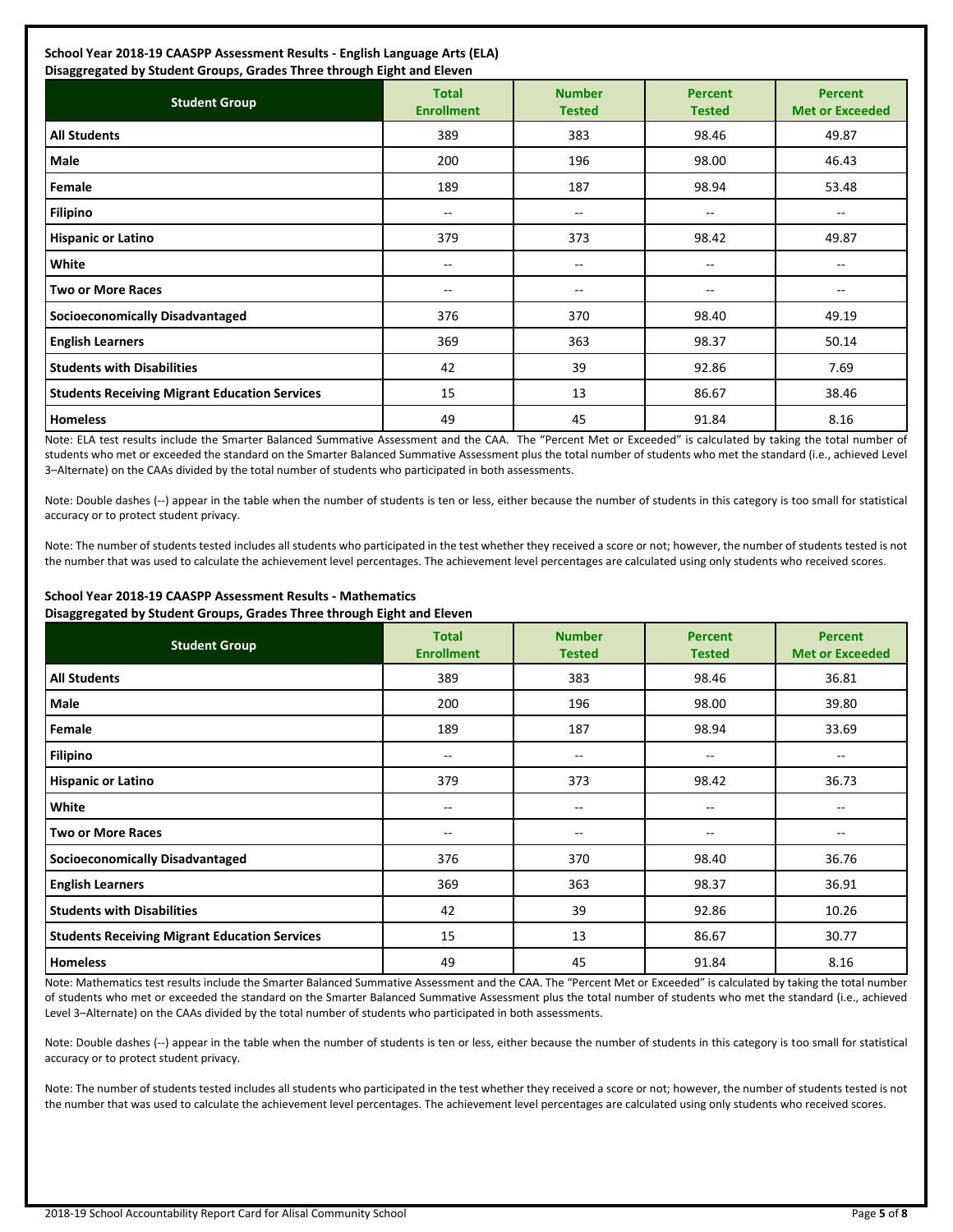**School Year 2018-19 CAASPP Assessment Results - English Language Arts (ELA)**
**Disaggregated by Student Groups, Grades Three through Eight and Eleven**

| Student Group | Total Enrollment | Number Tested | Percent Tested | Percent Met or Exceeded |
|---|---|---|---|---|
| **All Students** | 389 | 383 | 98.46 | 49.87 |
| **Male** | 200 | 196 | 98.00 | 46.43 |
| **Female** | 189 | 187 | 98.94 | 53.48 |
| **Filipino** | -- | -- | -- | -- |
| **Hispanic or Latino** | 379 | 373 | 98.42 | 49.87 |
| **White** | -- | -- | -- | -- |
| **Two or More Races** | -- | -- | -- | -- |
| **Socioeconomically Disadvantaged** | 376 | 370 | 98.40 | 49.19 |
| **English Learners** | 369 | 363 | 98.37 | 50.14 |
| **Students with Disabilities** | 42 | 39 | 92.86 | 7.69 |
| **Students Receiving Migrant Education Services** | 15 | 13 | 86.67 | 38.46 |
| **Homeless** | 49 | 45 | 91.84 | 8.16 |

Note: ELA test results include the Smarter Balanced Summative Assessment and the CAA. The "Percent Met or Exceeded" is calculated by taking the total number of students who met or exceeded the standard on the Smarter Balanced Summative Assessment plus the total number of students who met the standard (i.e., achieved Level 3–Alternate) on the CAAs divided by the total number of students who participated in both assessments.

Note: Double dashes (--) appear in the table when the number of students is ten or less, either because the number of students in this category is too small for statistical accuracy or to protect student privacy.

Note: The number of students tested includes all students who participated in the test whether they received a score or not; however, the number of students tested is not the number that was used to calculate the achievement level percentages. The achievement level percentages are calculated using only students who received scores.

**School Year 2018-19 CAASPP Assessment Results - Mathematics**
**Disaggregated by Student Groups, Grades Three through Eight and Eleven**

| Student Group | Total Enrollment | Number Tested | Percent Tested | Percent Met or Exceeded |
|---|---|---|---|---|
| **All Students** | 389 | 383 | 98.46 | 36.81 |
| **Male** | 200 | 196 | 98.00 | 39.80 |
| **Female** | 189 | 187 | 98.94 | 33.69 |
| **Filipino** | -- | -- | -- | -- |
| **Hispanic or Latino** | 379 | 373 | 98.42 | 36.73 |
| **White** | -- | -- | -- | -- |
| **Two or More Races** | -- | -- | -- | -- |
| **Socioeconomically Disadvantaged** | 376 | 370 | 98.40 | 36.76 |
| **English Learners** | 369 | 363 | 98.37 | 36.91 |
| **Students with Disabilities** | 42 | 39 | 92.86 | 10.26 |
| **Students Receiving Migrant Education Services** | 15 | 13 | 86.67 | 30.77 |
| **Homeless** | 49 | 45 | 91.84 | 8.16 |

Note: Mathematics test results include the Smarter Balanced Summative Assessment and the CAA. The "Percent Met or Exceeded" is calculated by taking the total number of students who met or exceeded the standard on the Smarter Balanced Summative Assessment plus the total number of students who met the standard (i.e., achieved Level 3–Alternate) on the CAAs divided by the total number of students who participated in both assessments.

Note: Double dashes (--) appear in the table when the number of students is ten or less, either because the number of students in this category is too small for statistical accuracy or to protect student privacy.

Note: The number of students tested includes all students who participated in the test whether they received a score or not; however, the number of students tested is not the number that was used to calculate the achievement level percentages. The achievement level percentages are calculated using only students who received scores.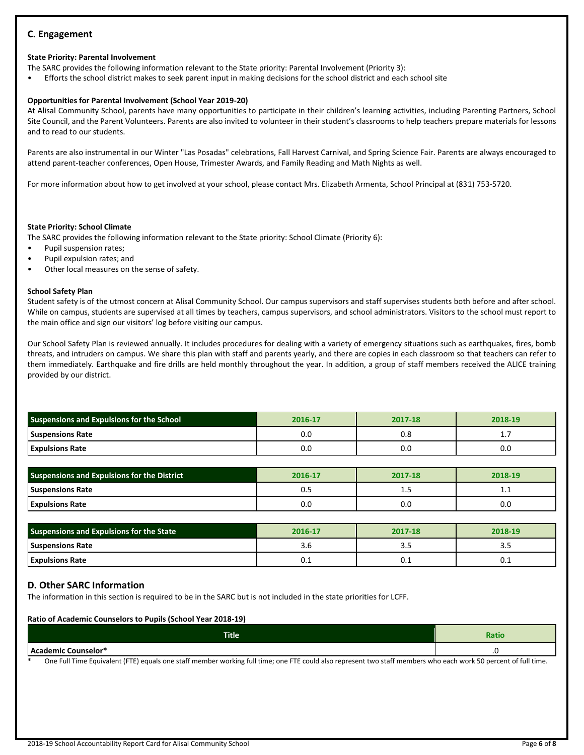## C. Engagement

**State Priority: Parental Involvement**

The SARC provides the following information relevant to the State priority: Parental Involvement (Priority 3):

- Efforts the school district makes to seek parent input in making decisions for the school district and each school site

**Opportunities for Parental Involvement (School Year 2019-20)**

At Alisal Community School, parents have many opportunities to participate in their children's learning activities, including Parenting Partners, School Site Council, and the Parent Volunteers. Parents are also invited to volunteer in their student's classrooms to help teachers prepare materials for lessons and to read to our students.

Parents are also instrumental in our Winter "Las Posadas" celebrations, Fall Harvest Carnival, and Spring Science Fair. Parents are always encouraged to attend parent-teacher conferences, Open House, Trimester Awards, and Family Reading and Math Nights as well.

For more information about how to get involved at your school, please contact Mrs. Elizabeth Armenta, School Principal at (831) 753-5720.

**State Priority: School Climate**

The SARC provides the following information relevant to the State priority: School Climate (Priority 6):

- Pupil suspension rates;
- Pupil expulsion rates; and
- Other local measures on the sense of safety.

**School Safety Plan**

Student safety is of the utmost concern at Alisal Community School. Our campus supervisors and staff supervises students both before and after school. While on campus, students are supervised at all times by teachers, campus supervisors, and school administrators. Visitors to the school must report to the main office and sign our visitors' log before visiting our campus.

Our School Safety Plan is reviewed annually. It includes procedures for dealing with a variety of emergency situations such as earthquakes, fires, bomb threats, and intruders on campus. We share this plan with staff and parents yearly, and there are copies in each classroom so that teachers can refer to them immediately. Earthquake and fire drills are held monthly throughout the year. In addition, a group of staff members received the ALICE training provided by our district.

| Suspensions and Expulsions for the School | 2016-17 | 2017-18 | 2018-19 |
|---|---|---|---|
| Suspensions Rate | 0.0 | 0.8 | 1.7 |
| Expulsions Rate | 0.0 | 0.0 | 0.0 |

| Suspensions and Expulsions for the District | 2016-17 | 2017-18 | 2018-19 |
|---|---|---|---|
| Suspensions Rate | 0.5 | 1.5 | 1.1 |
| Expulsions Rate | 0.0 | 0.0 | 0.0 |

| Suspensions and Expulsions for the State | 2016-17 | 2017-18 | 2018-19 |
|---|---|---|---|
| Suspensions Rate | 3.6 | 3.5 | 3.5 |
| Expulsions Rate | 0.1 | 0.1 | 0.1 |

## D. Other SARC Information

The information in this section is required to be in the SARC but is not included in the state priorities for LCFF.

**Ratio of Academic Counselors to Pupils (School Year 2018-19)**

| Title | Ratio |
|---|---|
| Academic Counselor* | .0 |

\* One Full Time Equivalent (FTE) equals one staff member working full time; one FTE could also represent two staff members who each work 50 percent of full time.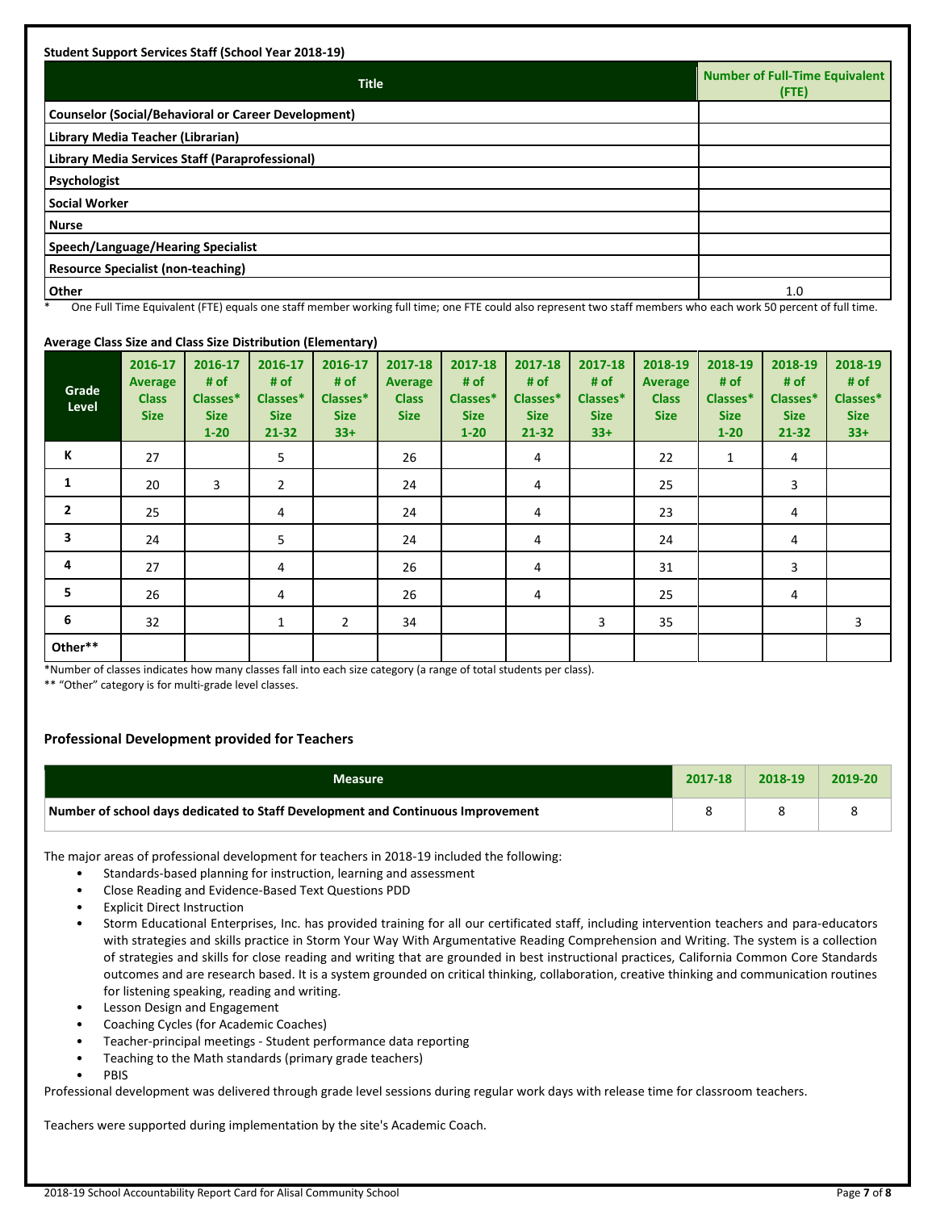**Student Support Services Staff (School Year 2018-19)**

| Title | Number of Full-Time Equivalent (FTE) |
|---|---|
| Counselor (Social/Behavioral or Career Development) | |
| Library Media Teacher (Librarian) | |
| Library Media Services Staff (Paraprofessional) | |
| Psychologist | |
| Social Worker | |
| Nurse | |
| Speech/Language/Hearing Specialist | |
| Resource Specialist (non-teaching) | |
| Other | 1.0 |

\* One Full Time Equivalent (FTE) equals one staff member working full time; one FTE could also represent two staff members who each work 50 percent of full time.

**Average Class Size and Class Size Distribution (Elementary)**

| Grade Level | 2016-17 Average Class Size | 2016-17 # of Classes* Size 1-20 | 2016-17 # of Classes* Size 21-32 | 2016-17 # of Classes* Size 33+ | 2017-18 Average Class Size | 2017-18 # of Classes* Size 1-20 | 2017-18 # of Classes* Size 21-32 | 2017-18 # of Classes* Size 33+ | 2018-19 Average Class Size | 2018-19 # of Classes* Size 1-20 | 2018-19 # of Classes* Size 21-32 | 2018-19 # of Classes* Size 33+ |
|---|---|---|---|---|---|---|---|---|---|---|---|---|
| K | 27 | | 5 | | 26 | | 4 | | 22 | 1 | 4 | |
| 1 | 20 | 3 | 2 | | 24 | | 4 | | 25 | | 3 | |
| 2 | 25 | | 4 | | 24 | | 4 | | 23 | | 4 | |
| 3 | 24 | | 5 | | 24 | | 4 | | 24 | | 4 | |
| 4 | 27 | | 4 | | 26 | | 4 | | 31 | | 3 | |
| 5 | 26 | | 4 | | 26 | | 4 | | 25 | | 4 | |
| 6 | 32 | | 1 | 2 | 34 | | | 3 | 35 | | | 3 |
| Other** | | | | | | | | | | | | |

*Number of classes indicates how many classes fall into each size category (a range of total students per class).

** "Other" category is for multi-grade level classes.

## Professional Development provided for Teachers

| Measure | 2017-18 | 2018-19 | 2019-20 |
|---|---|---|---|
| Number of school days dedicated to Staff Development and Continuous Improvement | 8 | 8 | 8 |

The major areas of professional development for teachers in 2018-19 included the following:

- Standards-based planning for instruction, learning and assessment
- Close Reading and Evidence-Based Text Questions PDD
- Explicit Direct Instruction
- Storm Educational Enterprises, Inc. has provided training for all our certificated staff, including intervention teachers and para-educators with strategies and skills practice in Storm Your Way With Argumentative Reading Comprehension and Writing. The system is a collection of strategies and skills for close reading and writing that are grounded in best instructional practices, California Common Core Standards outcomes and are research based. It is a system grounded on critical thinking, collaboration, creative thinking and communication routines for listening speaking, reading and writing.
- Lesson Design and Engagement
- Coaching Cycles (for Academic Coaches)
- Teacher-principal meetings - Student performance data reporting
- Teaching to the Math standards (primary grade teachers)
- PBIS

Professional development was delivered through grade level sessions during regular work days with release time for classroom teachers.

Teachers were supported during implementation by the site's Academic Coach.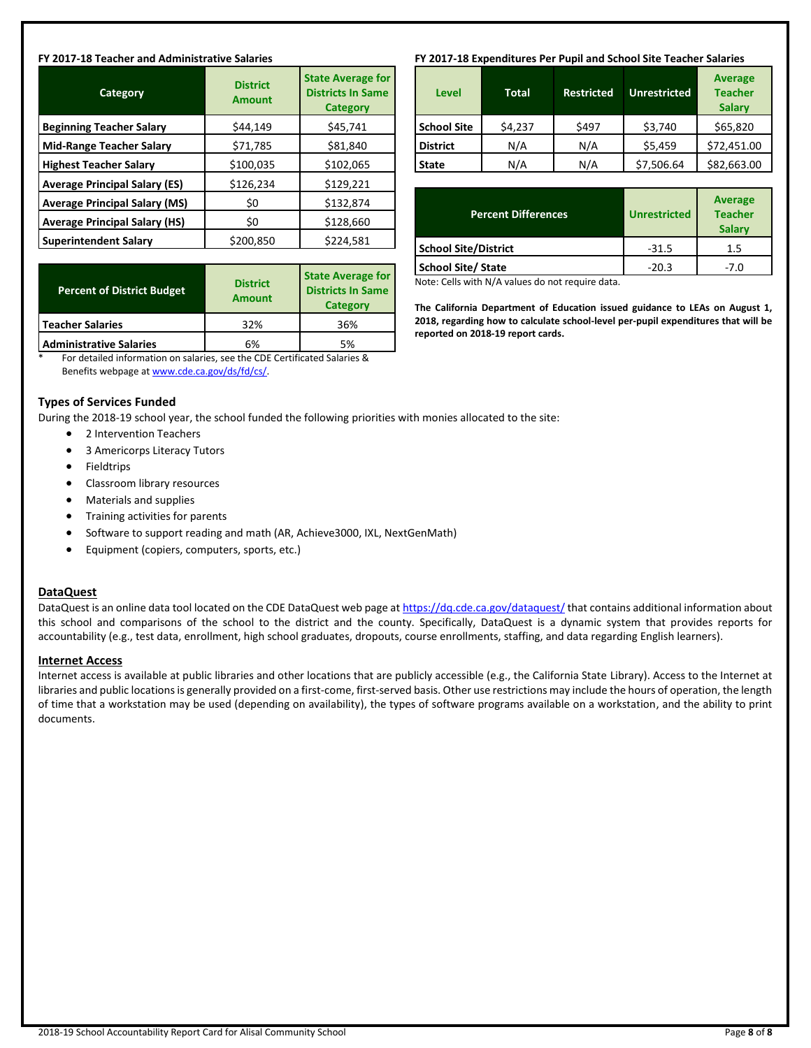**FY 2017-18 Teacher and Administrative Salaries**

| Category | District Amount | State Average for Districts In Same Category |
| --- | --- | --- |
| Beginning Teacher Salary | $44,149 | $45,741 |
| Mid-Range Teacher Salary | $71,785 | $81,840 |
| Highest Teacher Salary | $100,035 | $102,065 |
| Average Principal Salary (ES) | $126,234 | $129,221 |
| Average Principal Salary (MS) | $0 | $132,874 |
| Average Principal Salary (HS) | $0 | $128,660 |
| Superintendent Salary | $200,850 | $224,581 |

| Percent of District Budget | District Amount | State Average for Districts In Same Category |
| --- | --- | --- |
| Teacher Salaries | 32% | 36% |
| Administrative Salaries | 6% | 5% |

\* For detailed information on salaries, see the CDE Certificated Salaries & Benefits webpage at www.cde.ca.gov/ds/fd/cs/.

**FY 2017-18 Expenditures Per Pupil and School Site Teacher Salaries**

| Level | Total | Restricted | Unrestricted | Average Teacher Salary |
| --- | --- | --- | --- | --- |
| School Site | $4,237 | $497 | $3,740 | $65,820 |
| District | N/A | N/A | $5,459 | $72,451.00 |
| State | N/A | N/A | $7,506.64 | $82,663.00 |

| Percent Differences | Unrestricted | Average Teacher Salary |
| --- | --- | --- |
| School Site/District | -31.5 | 1.5 |
| School Site/ State | -20.3 | -7.0 |

Note: Cells with N/A values do not require data.

**The California Department of Education issued guidance to LEAs on August 1, 2018, regarding how to calculate school-level per-pupil expenditures that will be reported on 2018-19 report cards.**

## Types of Services Funded

During the 2018-19 school year, the school funded the following priorities with monies allocated to the site:

- 2 Intervention Teachers
- 3 Americorps Literacy Tutors
- Fieldtrips
- Classroom library resources
- Materials and supplies
- Training activities for parents
- Software to support reading and math (AR, Achieve3000, IXL, NextGenMath)
- Equipment (copiers, computers, sports, etc.)

## DataQuest

DataQuest is an online data tool located on the CDE DataQuest web page at https://dq.cde.ca.gov/dataquest/ that contains additional information about this school and comparisons of the school to the district and the county. Specifically, DataQuest is a dynamic system that provides reports for accountability (e.g., test data, enrollment, high school graduates, dropouts, course enrollments, staffing, and data regarding English learners).

## Internet Access

Internet access is available at public libraries and other locations that are publicly accessible (e.g., the California State Library). Access to the Internet at libraries and public locations is generally provided on a first-come, first-served basis. Other use restrictions may include the hours of operation, the length of time that a workstation may be used (depending on availability), the types of software programs available on a workstation, and the ability to print documents.